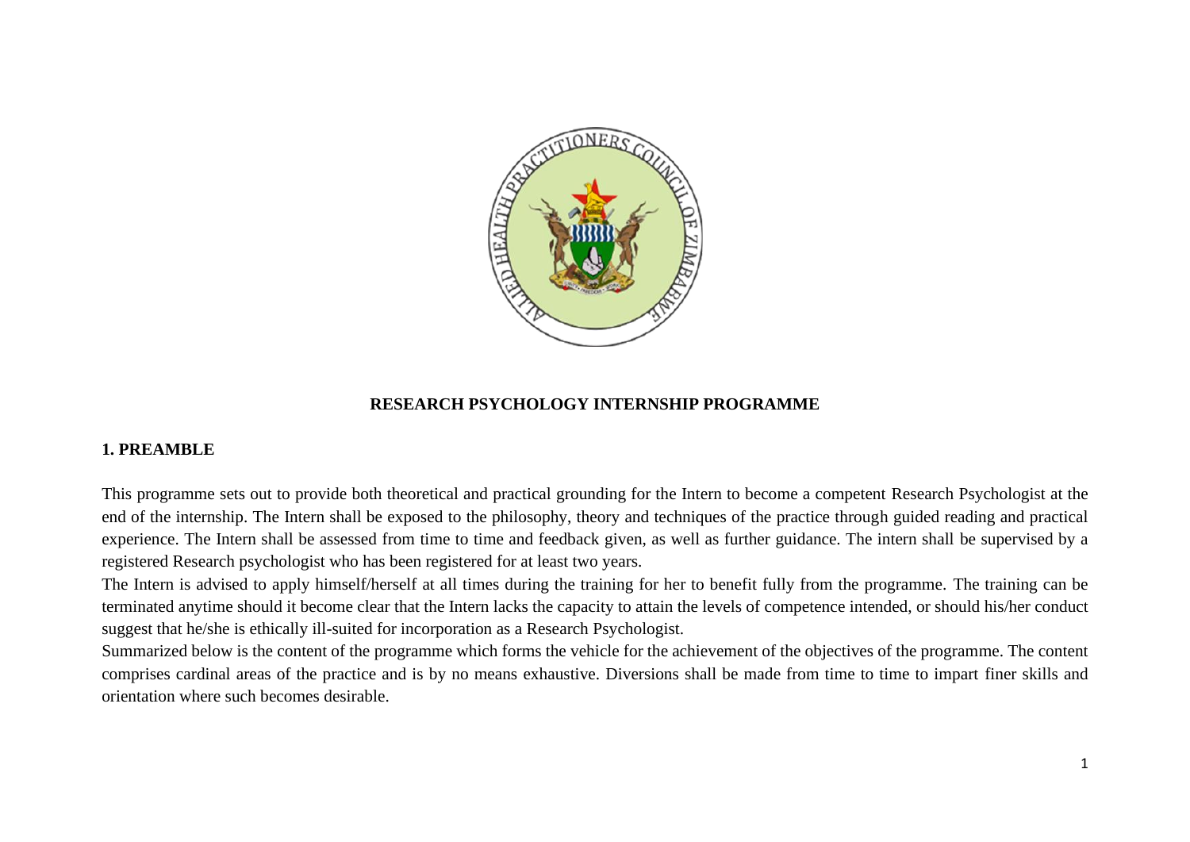# RESEARCH PSYCHOLOGY INTERNSHIP PROGRAMME

## 1. PREAMBLE

This programme sets out to provide both theoretical and practical grounding for the Intern to become a competent Research Psychologist at the end of the internship. The Intern shall be exposed to the philosophy, theory and techniques of the practice through guided reading and practical experience. The Intern shall be assessed from time to time and feedback given, as well as further guidance. The intern shall be supervised by a registered Research psychologist who has been registered for at least two years.

The Intern is advised to apply himself/herself at all times during the training for her to benefit fully from the programme. The training can be terminated anytime should it become clear that the Intern lacks the capacity to attain the levels of competence intended, or should his/her conduct suggest that he/she is ethically ill-suited for incorporation as a Research Psychologist.

Summarized below is the content of the programme which forms the vehicle for the achievement of the objectives of the programme. The content comprises cardinal areas of the practice and is by no means exhaustive. Diversions shall be made from time to time to impart finer skills and orientation where such becomes desirable.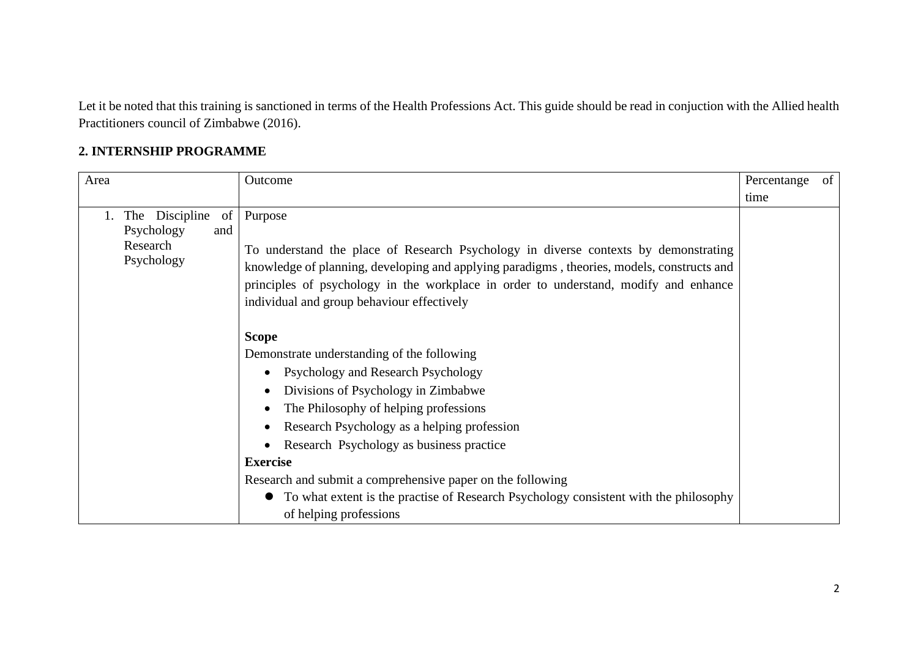Let it be noted that this training is sanctioned in terms of the Health Professions Act. This guide should be read in conjuction with the Allied health Practitioners council of Zimbabwe (2016).

## 2. INTERNSHIP PROGRAMME

| Area | Outcome | Percentange of time |
|---|---|---|
| 1. The Discipline of Psychology and Research Psychology | Purpose<br><br>To understand the place of Research Psychology in diverse contexts by demonstrating knowledge of planning, developing and applying paradigms , theories, models, constructs and principles of psychology in the workplace in order to understand, modify and enhance individual and group behaviour effectively<br><br>**Scope**<br>Demonstrate understanding of the following<br>• Psychology and Research Psychology<br>• Divisions of Psychology in Zimbabwe<br>• The Philosophy of helping professions<br>• Research Psychology as a helping profession<br>• Research Psychology as business practice<br>**Exercise**<br>Research and submit a comprehensive paper on the following<br>• To what extent is the practise of Research Psychology consistent with the philosophy of helping professions | |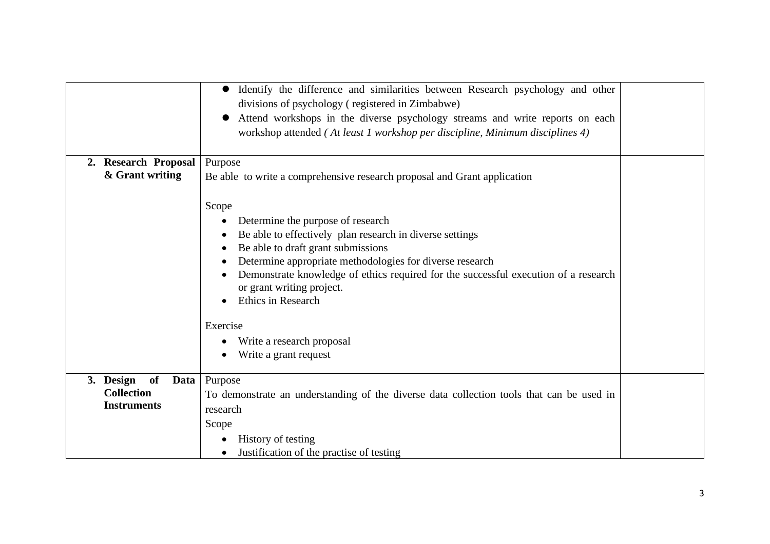| | | |
|---|---|---|
| | • Identify the difference and similarities between Research psychology and other divisions of psychology ( registered in Zimbabwe)<br>• Attend workshops in the diverse psychology streams and write reports on each workshop attended *( At least 1 workshop per discipline, Minimum disciplines 4)* | |
| **2. Research Proposal & Grant writing** | Purpose<br>Be able to write a comprehensive research proposal and Grant application<br><br>Scope<br>• Determine the purpose of research<br>• Be able to effectively plan research in diverse settings<br>• Be able to draft grant submissions<br>• Determine appropriate methodologies for diverse research<br>• Demonstrate knowledge of ethics required for the successful execution of a research or grant writing project.<br>• Ethics in Research<br><br>Exercise<br>• Write a research proposal<br>• Write a grant request | |
| **3. Design of Data Collection Instruments** | Purpose<br>To demonstrate an understanding of the diverse data collection tools that can be used in research<br>Scope<br>• History of testing<br>• Justification of the practise of testing | |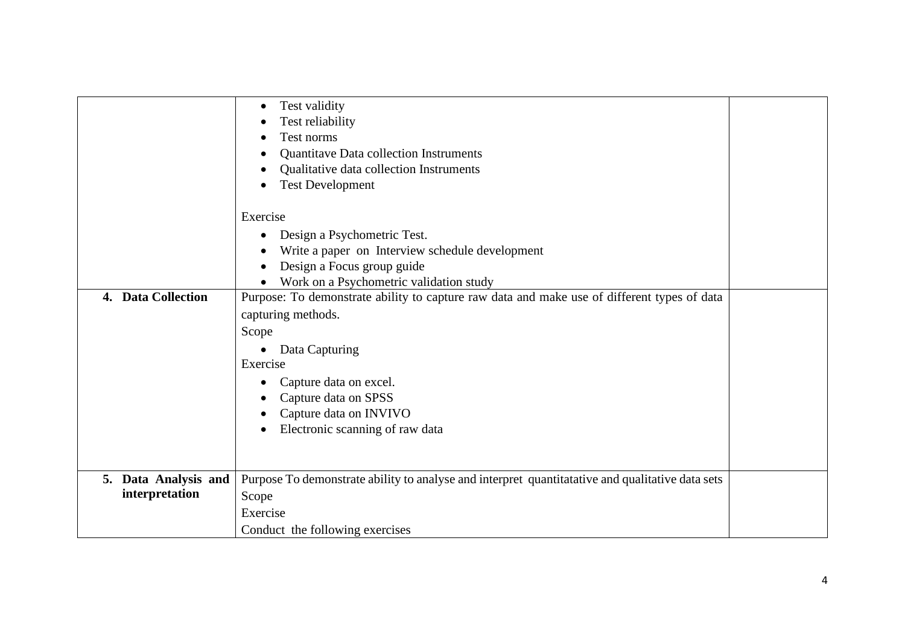|  |  |  |
|---|---|---|
|  | • Test validity<br>• Test reliability<br>• Test norms<br>• Quantitave Data collection Instruments<br>• Qualitative data collection Instruments<br>• Test Development<br><br>Exercise<br>• Design a Psychometric Test.<br>• Write a paper on Interview schedule development<br>• Design a Focus group guide<br>• Work on a Psychometric validation study |  |
| **4. Data Collection** | Purpose: To demonstrate ability to capture raw data and make use of different types of data capturing methods.<br>Scope<br>• Data Capturing<br>Exercise<br>• Capture data on excel.<br>• Capture data on SPSS<br>• Capture data on INVIVO<br>• Electronic scanning of raw data |  |
| **5. Data Analysis and interpretation** | Purpose To demonstrate ability to analyse and interpret quantitatative and qualitative data sets<br>Scope<br>Exercise<br>Conduct the following exercises |  |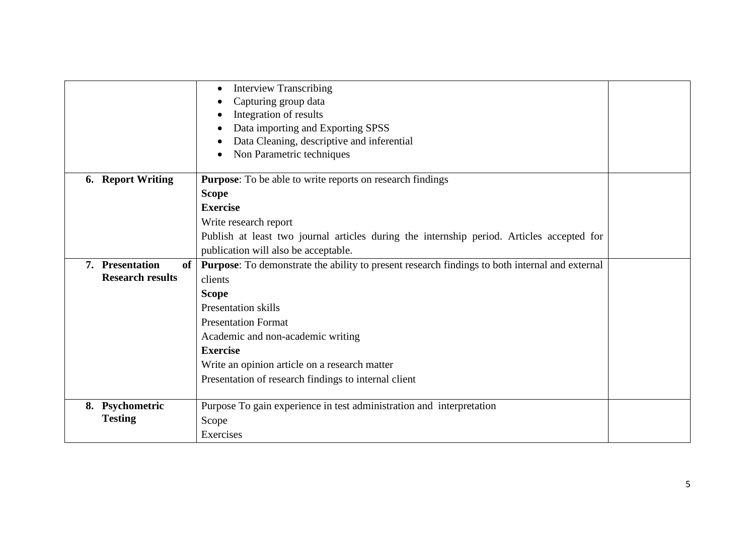| | | |
|---|---|---|
| | • Interview Transcribing<br>• Capturing group data<br>• Integration of results<br>• Data importing and Exporting SPSS<br>• Data Cleaning, descriptive and inferential<br>• Non Parametric techniques | |
| **6. Report Writing** | **Purpose**: To be able to write reports on research findings<br>**Scope**<br>**Exercise**<br>Write research report<br>Publish at least two journal articles during the internship period. Articles accepted for publication will also be acceptable. | |
| **7. Presentation of Research results** | **Purpose**: To demonstrate the ability to present research findings to both internal and external clients<br>**Scope**<br>Presentation skills<br>Presentation Format<br>Academic and non-academic writing<br>**Exercise**<br>Write an opinion article on a research matter<br>Presentation of research findings to internal client | |
| **8. Psychometric Testing** | Purpose To gain experience in test administration and interpretation<br>Scope<br>Exercises | |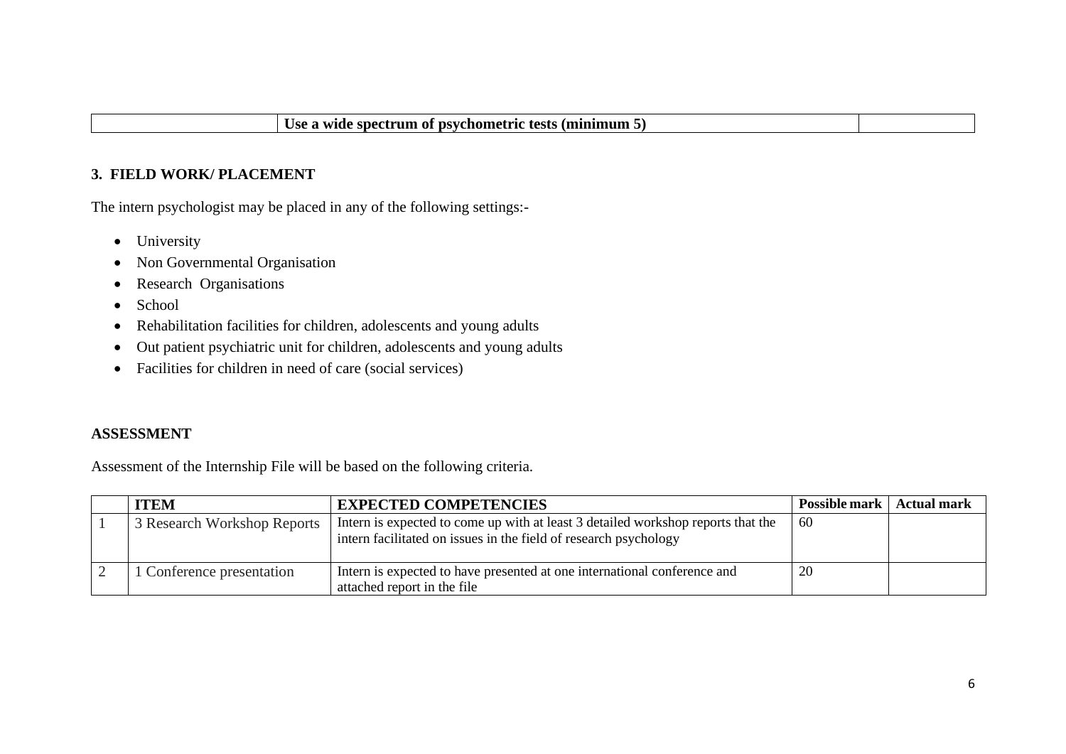|  | **Use a wide spectrum of psychometric tests (minimum 5)** |  |
|---|---|---|

### 3. FIELD WORK/ PLACEMENT

The intern psychologist may be placed in any of the following settings:-

- University
- Non Governmental Organisation
- Research Organisations
- School
- Rehabilitation facilities for children, adolescents and young adults
- Out patient psychiatric unit for children, adolescents and young adults
- Facilities for children in need of care (social services)

### ASSESSMENT

Assessment of the Internship File will be based on the following criteria.

|  | **ITEM** | **EXPECTED COMPETENCIES** | **Possible mark** | **Actual mark** |
|---|---|---|---|---|
| 1 | 3 Research Workshop Reports | Intern is expected to come up with at least 3 detailed workshop reports that the intern facilitated on issues in the field of research psychology | 60 |  |
| 2 | 1 Conference presentation | Intern is expected to have presented at one international conference and attached report in the file | 20 |  |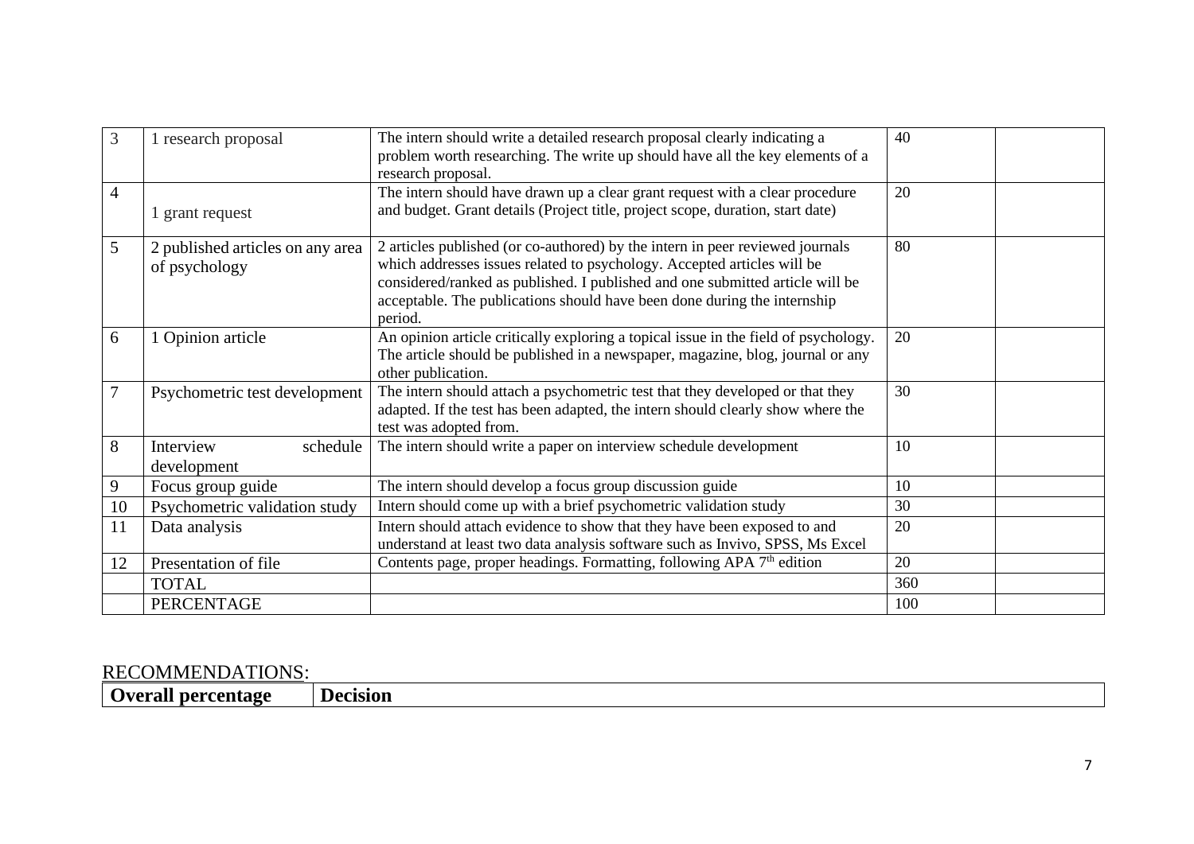| 3 | 1 research proposal | The intern should write a detailed research proposal clearly indicating a problem worth researching. The write up should have all the key elements of a research proposal. | 40 | |
|---|---|---|---|---|
| 4 | 1 grant request | The intern should have drawn up a clear grant request with a clear procedure and budget. Grant details (Project title, project scope, duration, start date) | 20 | |
| 5 | 2 published articles on any area of psychology | 2 articles published (or co-authored) by the intern in peer reviewed journals which addresses issues related to psychology. Accepted articles will be considered/ranked as published. I published and one submitted article will be acceptable. The publications should have been done during the internship period. | 80 | |
| 6 | 1 Opinion article | An opinion article critically exploring a topical issue in the field of psychology. The article should be published in a newspaper, magazine, blog, journal or any other publication. | 20 | |
| 7 | Psychometric test development | The intern should attach a psychometric test that they developed or that they adapted. If the test has been adapted, the intern should clearly show where the test was adopted from. | 30 | |
| 8 | Interview schedule development | The intern should write a paper on interview schedule development | 10 | |
| 9 | Focus group guide | The intern should develop a focus group discussion guide | 10 | |
| 10 | Psychometric validation study | Intern should come up with a brief psychometric validation study | 30 | |
| 11 | Data analysis | Intern should attach evidence to show that they have been exposed to and understand at least two data analysis software such as Invivo, SPSS, Ms Excel | 20 | |
| 12 | Presentation of file | Contents page, proper headings. Formatting, following APA 7th edition | 20 | |
| | TOTAL | | 360 | |
| | PERCENTAGE | | 100 | |

RECOMMENDATIONS:

| **Overall percentage** | **Decision** |
|---|---|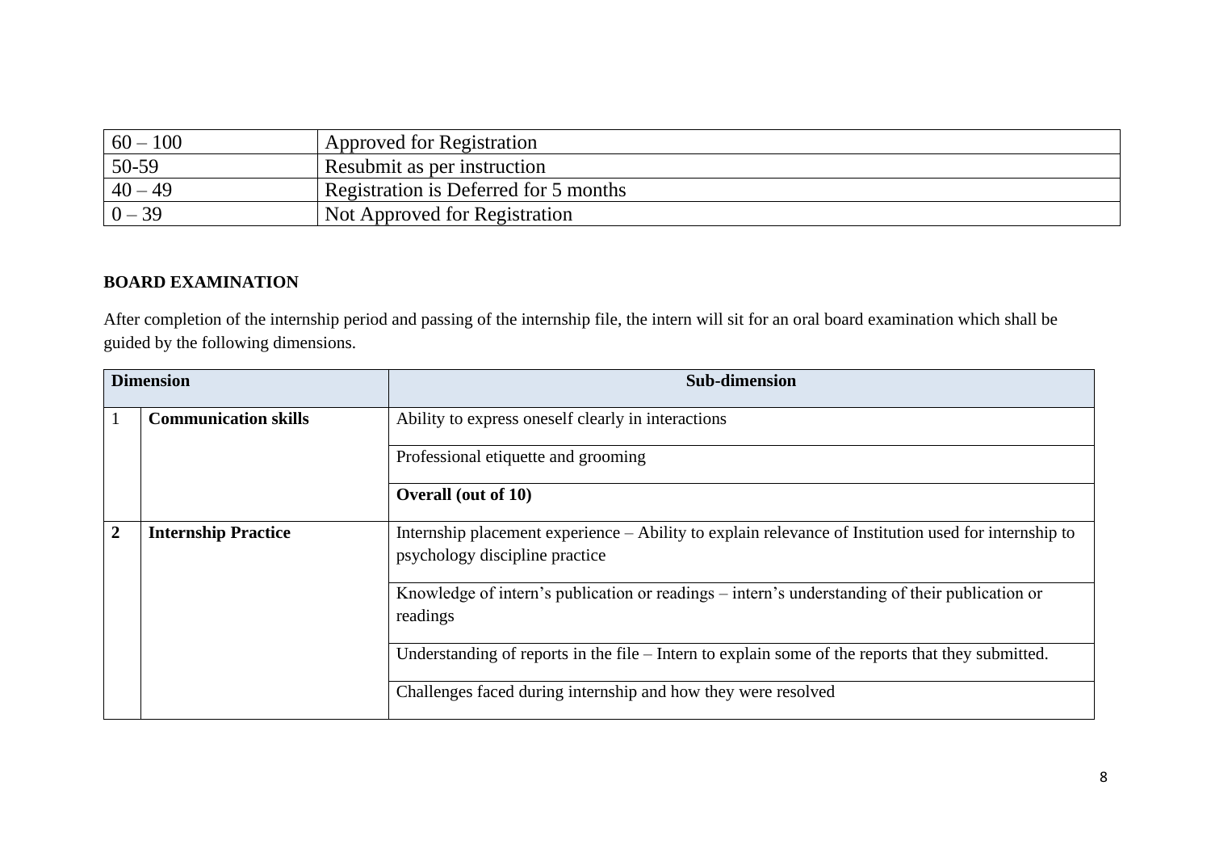| 60 – 100 | Approved for Registration |
|---|---|
| 50-59 | Resubmit as per instruction |
| 40 – 49 | Registration is Deferred for 5 months |
| 0 – 39 | Not Approved for Registration |

**BOARD EXAMINATION**

After completion of the internship period and passing of the internship file, the intern will sit for an oral board examination which shall be guided by the following dimensions.

| Dimension | | Sub-dimension |
|---|---|---|
| 1 | **Communication skills** | Ability to express oneself clearly in interactions |
| | | Professional etiquette and grooming |
| | | **Overall (out of 10)** |
| **2** | **Internship Practice** | Internship placement experience – Ability to explain relevance of Institution used for internship to psychology discipline practice |
| | | Knowledge of intern's publication or readings – intern's understanding of their publication or readings |
| | | Understanding of reports in the file – Intern to explain some of the reports that they submitted. |
| | | Challenges faced during internship and how they were resolved |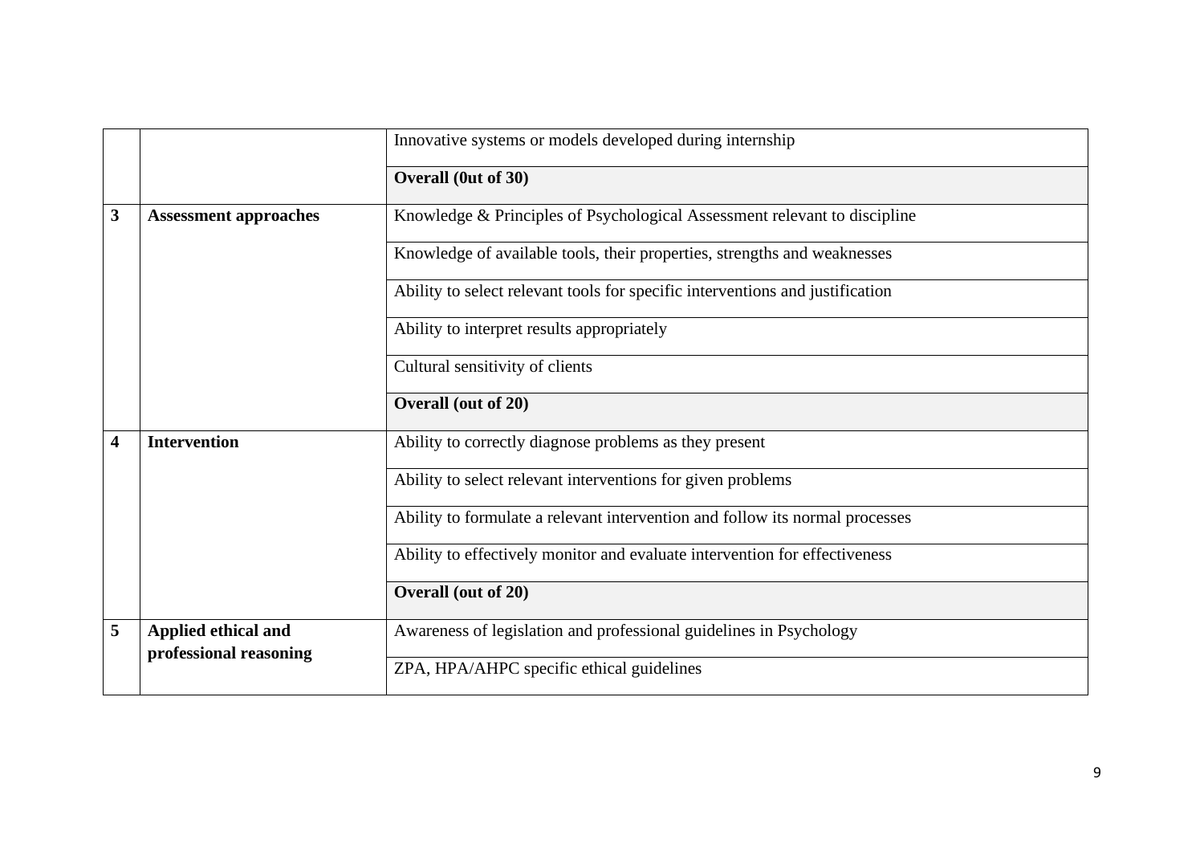| | | |
|---|---|---|
| | | Innovative systems or models developed during internship |
| | | **Overall (0ut of 30)** |
| **3** | **Assessment approaches** | Knowledge & Principles of Psychological Assessment relevant to discipline |
| | | Knowledge of available tools, their properties, strengths and weaknesses |
| | | Ability to select relevant tools for specific interventions and justification |
| | | Ability to interpret results appropriately |
| | | Cultural sensitivity of clients |
| | | **Overall (out of 20)** |
| **4** | **Intervention** | Ability to correctly diagnose problems as they present |
| | | Ability to select relevant interventions for given problems |
| | | Ability to formulate a relevant intervention and follow its normal processes |
| | | Ability to effectively monitor and evaluate intervention for effectiveness |
| | | **Overall (out of 20)** |
| **5** | **Applied ethical and professional reasoning** | Awareness of legislation and professional guidelines in Psychology |
| | | ZPA, HPA/AHPC specific ethical guidelines |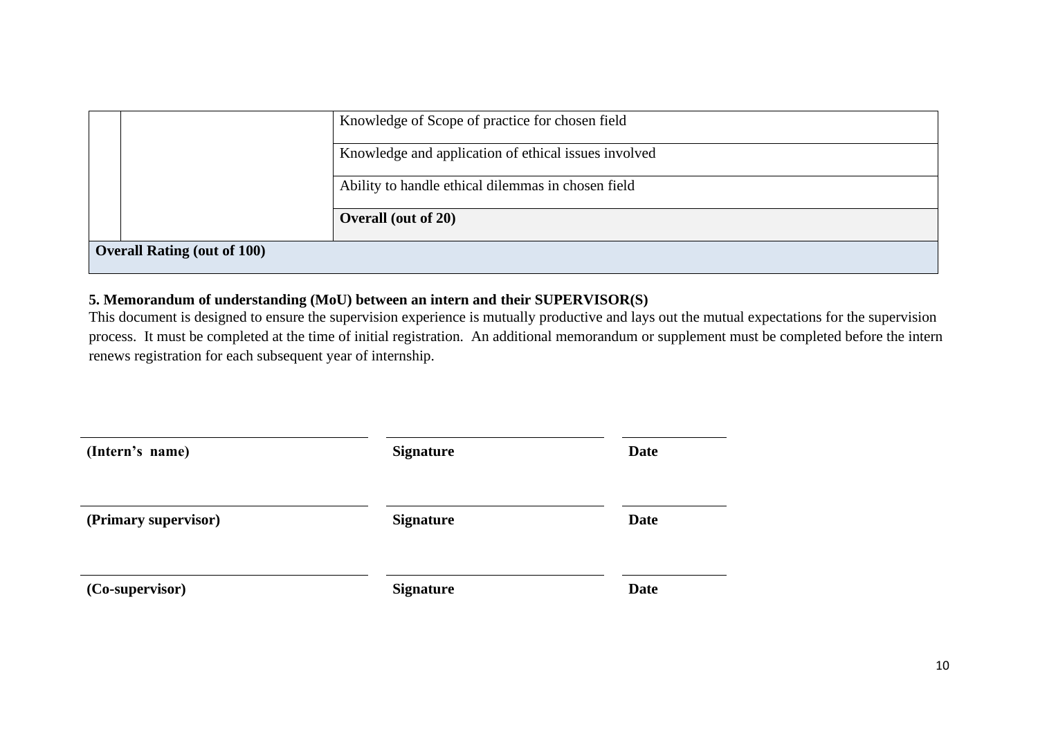|  |  |  |
|---|---|---|
|  |  | Knowledge of Scope of practice for chosen field |
|  |  | Knowledge and application of ethical issues involved |
|  |  | Ability to handle ethical dilemmas in chosen field |
|  |  | **Overall (out of 20)** |
| **Overall Rating (out of 100)** |  |  |

**5. Memorandum of understanding (MoU) between an intern and their SUPERVISOR(S)**

This document is designed to ensure the supervision experience is mutually productive and lays out the mutual expectations for the supervision process. It must be completed at the time of initial registration. An additional memorandum or supplement must be completed before the intern renews registration for each subsequent year of internship.

| **(Intern's name)** | **Signature** | **Date** |
|---|---|---|
| **(Primary supervisor)** | **Signature** | **Date** |
| **(Co-supervisor)** | **Signature** | **Date** |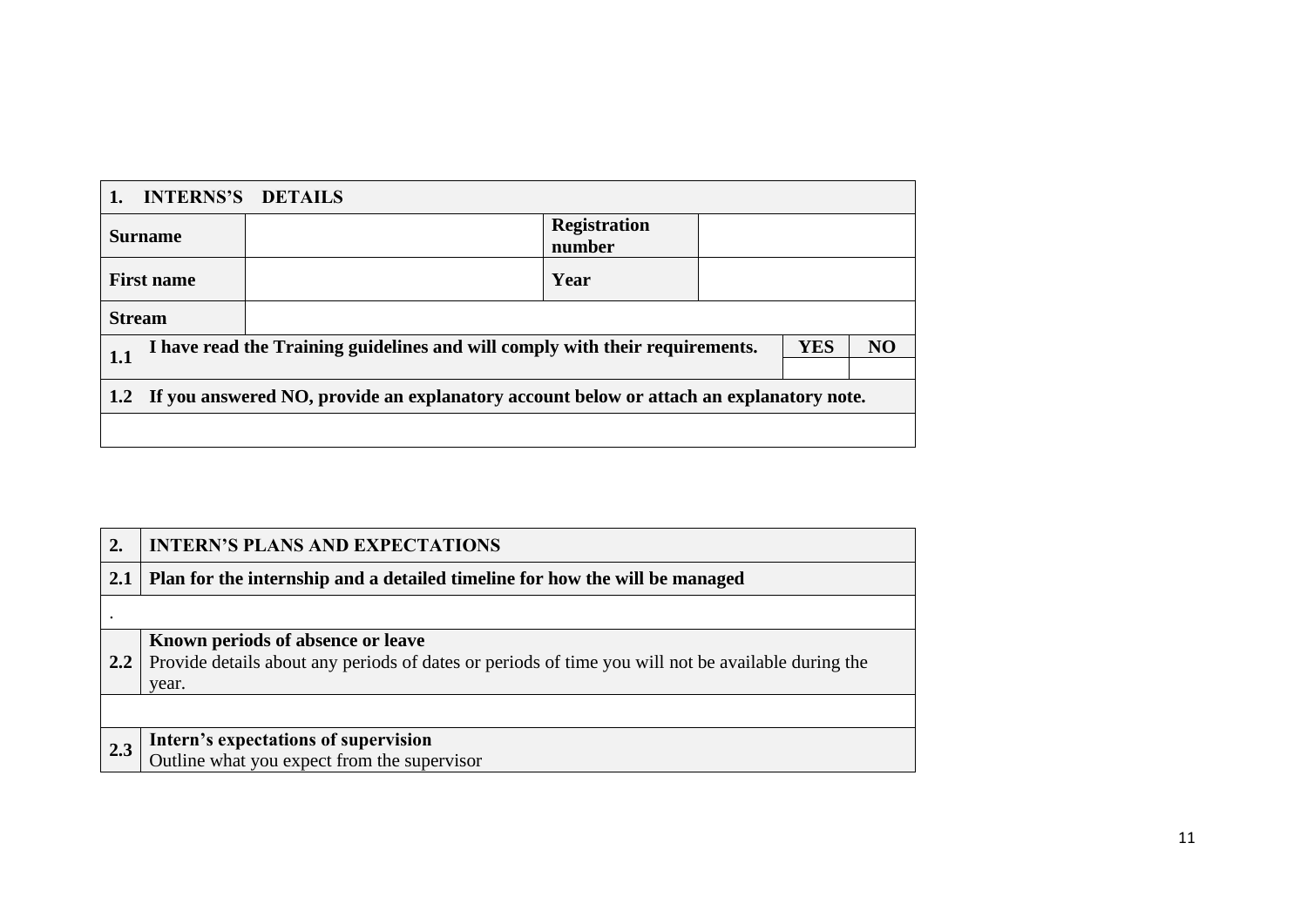| 1. INTERNS'S DETAILS | | | | | |
|---|---|---|---|---|---|
| **Surname** | | **Registration number** | | | |
| **First name** | | **Year** | | | |
| **Stream** | | | | | |
| **1.1** | **I have read the Training guidelines and will comply with their requirements.** | | | **YES** | **NO** |
| | | | | | |
| **1.2** | **If you answered NO, provide an explanatory account below or attach an explanatory note.** | | | | |
| | | | | | |

| **2.** | **INTERN'S PLANS AND EXPECTATIONS** |
|---|---|
| **2.1** | **Plan for the internship and a detailed timeline for how the will be managed** |
| . | |
| **2.2** | **Known periods of absence or leave**<br>Provide details about any periods of dates or periods of time you will not be available during the year. |
| | |
| **2.3** | **Intern's expectations of supervision**<br>Outline what you expect from the supervisor |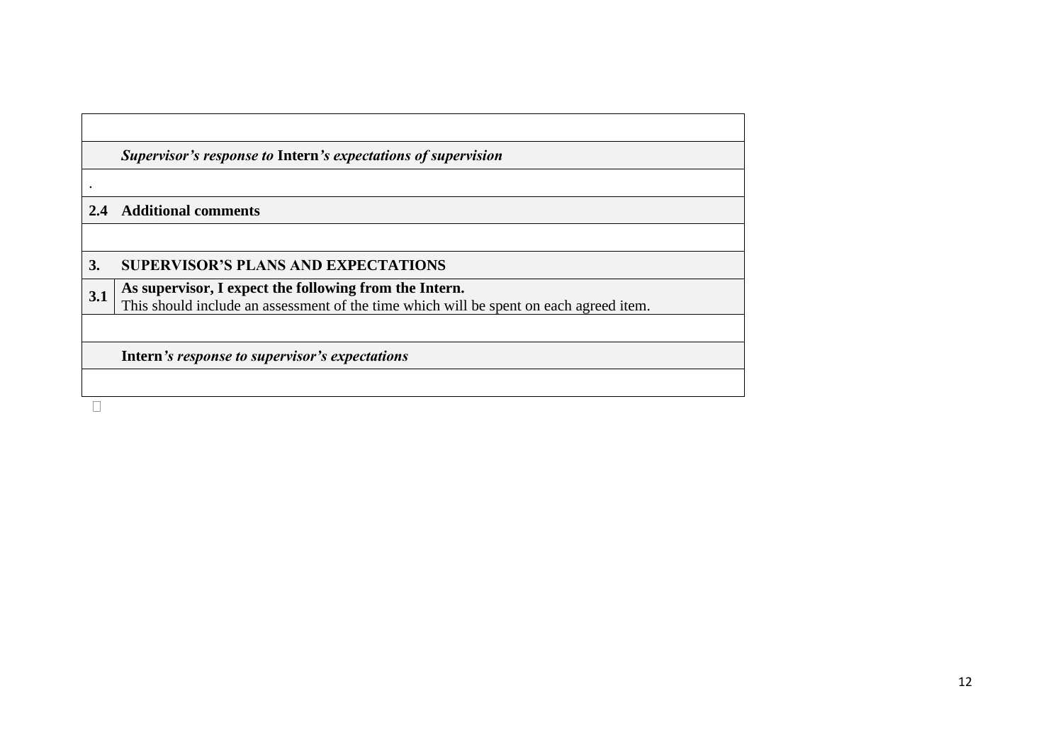| | |
|---|---|
| | |
| | ***Supervisor’s response to* Intern*’s expectations of supervision*** |
| . | |
| **2.4** | **Additional comments** |
| | |
| **3.** | **SUPERVISOR’S PLANS AND EXPECTATIONS** |
| **3.1** | **As supervisor, I expect the following from the Intern.**<br>This should include an assessment of the time which will be spent on each agreed item. |
| | |
| | **Intern*’s response to supervisor’s expectations*** |
| | |